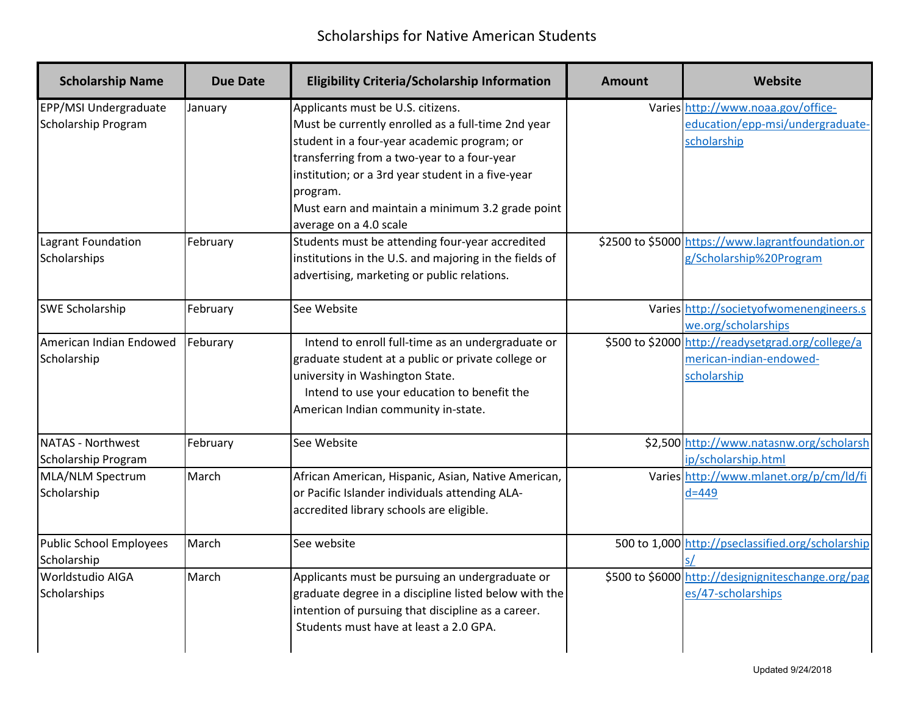# Scholarships for Native American Students

| Scholarship Name | Due Date | Eligibility Criteria/Scholarship Information | Amount | Website |
|---|---|---|---|---|
| EPP/MSI Undergraduate Scholarship Program | January | Applicants must be U.S. citizens.<br>Must be currently enrolled as a full-time 2nd year student in a four-year academic program; or transferring from a two-year to a four-year institution; or a 3rd year student in a five-year program.<br>Must earn and maintain a minimum 3.2 grade point average on a 4.0 scale | Varies | http://www.noaa.gov/office-education/epp-msi/undergraduate-scholarship |
| Lagrant Foundation Scholarships | February | Students must be attending four-year accredited institutions in the U.S. and majoring in the fields of advertising, marketing or public relations. | $2500 to $5000 | https://www.lagrantfoundation.org/Scholarship%20Program |
| SWE Scholarship | February | See Website | Varies | http://societyofwomenengineers.swe.org/scholarships |
| American Indian Endowed Scholarship | Feburary | Intend to enroll full-time as an undergraduate or graduate student at a public or private college or university in Washington State.<br>Intend to use your education to benefit the American Indian community in-state. | $500 to $2000 | http://readysetgrad.org/college/american-indian-endowed-scholarship |
| NATAS - Northwest Scholarship Program | February | See Website | $2,500 | http://www.natasnw.org/scholarship/scholarship.html |
| MLA/NLM Spectrum Scholarship | March | African American, Hispanic, Asian, Native American, or Pacific Islander individuals attending ALA-accredited library schools are eligible. | Varies | http://www.mlanet.org/p/cm/ld/fid=449 |
| Public School Employees Scholarship | March | See website | 500 to 1,000 | http://pseclassified.org/scholarships/ |
| Worldstudio AIGA Scholarships | March | Applicants must be pursuing an undergraduate or graduate degree in a discipline listed below with the intention of pursuing that discipline as a career.<br>Students must have at least a 2.0 GPA. | $500 to $6000 | http://designigniteschange.org/pages/47-scholarships |

Updated 9/24/2018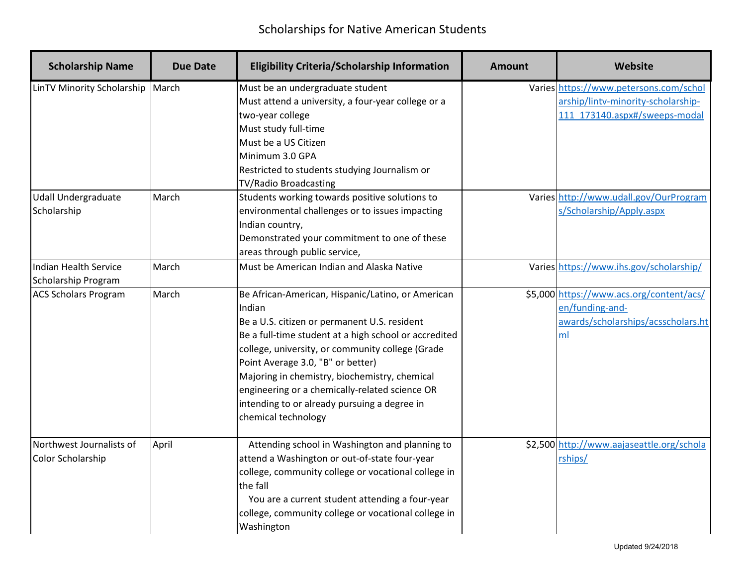# Scholarships for Native American Students

| Scholarship Name | Due Date | Eligibility Criteria/Scholarship Information | Amount | Website |
|---|---|---|---|---|
| LinTV Minority Scholarship | March | Must be an undergraduate student<br>Must attend a university, a four-year college or a two-year college<br>Must study full-time<br>Must be a US Citizen<br>Minimum 3.0 GPA<br>Restricted to students studying Journalism or TV/Radio Broadcasting | Varies | https://www.petersons.com/scholarship/lintv-minority-scholarship-111_173140.aspx#/sweeps-modal |
| Udall Undergraduate Scholarship | March | Students working towards positive solutions to environmental challenges or to issues impacting Indian country,<br>Demonstrated your commitment to one of these areas through public service, | Varies | http://www.udall.gov/OurPrograms/Scholarship/Apply.aspx |
| Indian Health Service Scholarship Program | March | Must be American Indian and Alaska Native | Varies | https://www.ihs.gov/scholarship/ |
| ACS Scholars Program | March | Be African-American, Hispanic/Latino, or American Indian<br>Be a U.S. citizen or permanent U.S. resident<br>Be a full-time student at a high school or accredited college, university, or community college (Grade Point Average 3.0, "B" or better)<br>Majoring in chemistry, biochemistry, chemical engineering or a chemically-related science OR intending to or already pursuing a degree in chemical technology | $5,000 | https://www.acs.org/content/acs/en/funding-and-awards/scholarships/acsscholars.html |
| Northwest Journalists of Color Scholarship | April | Attending school in Washington and planning to attend a Washington or out-of-state four-year college, community college or vocational college in the fall<br>You are a current student attending a four-year college, community college or vocational college in Washington | $2,500 | http://www.aajaseattle.org/scholarships/ |

Updated 9/24/2018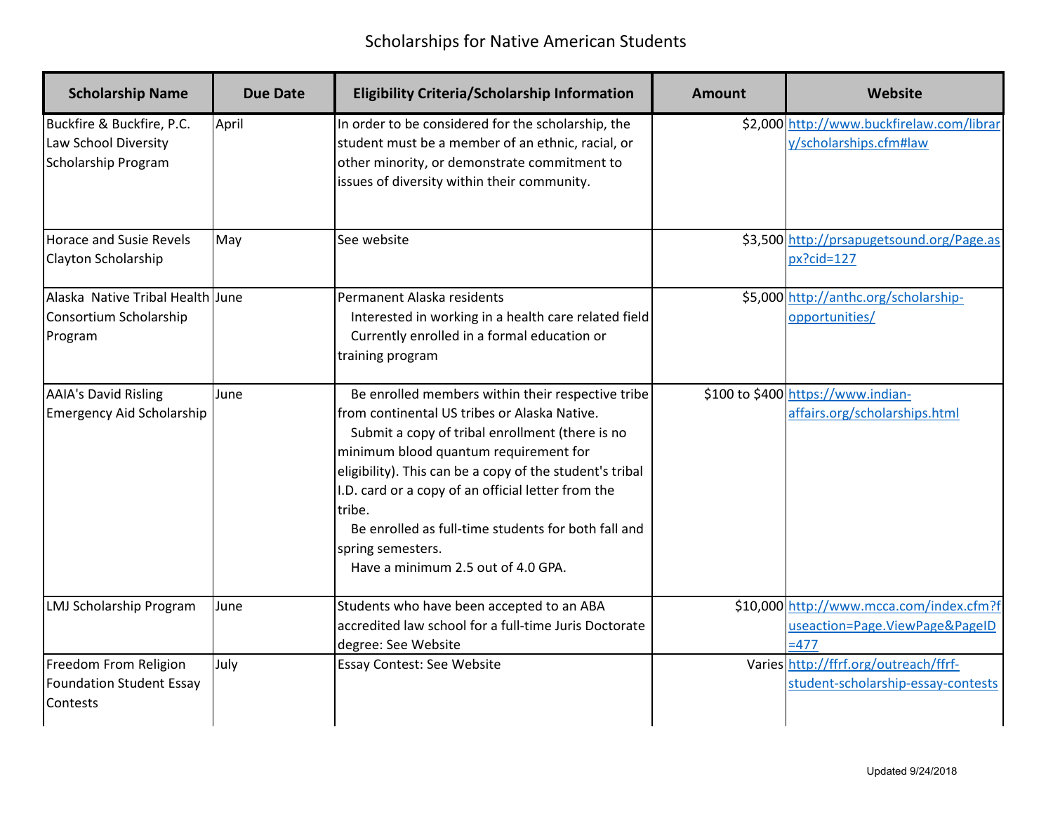# Scholarships for Native American Students

| Scholarship Name | Due Date | Eligibility Criteria/Scholarship Information | Amount | Website |
| --- | --- | --- | --- | --- |
| Buckfire & Buckfire, P.C. Law School Diversity Scholarship Program | April | In order to be considered for the scholarship, the student must be a member of an ethnic, racial, or other minority, or demonstrate commitment to issues of diversity within their community. | $2,000 | http://www.buckfirelaw.com/library/scholarships.cfm#law |
| Horace and Susie Revels Clayton Scholarship | May | See website | $3,500 | http://prsapugetsound.org/Page.aspx?cid=127 |
| Alaska Native Tribal Health Consortium Scholarship Program | June | Permanent Alaska residents<br>Interested in working in a health care related field<br>Currently enrolled in a formal education or training program | $5,000 | http://anthc.org/scholarship-opportunities/ |
| AAIA's David Risling Emergency Aid Scholarship | June | Be enrolled members within their respective tribe from continental US tribes or Alaska Native.<br>Submit a copy of tribal enrollment (there is no minimum blood quantum requirement for eligibility). This can be a copy of the student's tribal I.D. card or a copy of an official letter from the tribe.<br>Be enrolled as full-time students for both fall and spring semesters.<br>Have a minimum 2.5 out of 4.0 GPA. | $100 to $400 | https://www.indian-affairs.org/scholarships.html |
| LMJ Scholarship Program | June | Students who have been accepted to an ABA accredited law school for a full-time Juris Doctorate degree: See Website | $10,000 | http://www.mcca.com/index.cfm?fuseaction=Page.ViewPage&PageID=477 |
| Freedom From Religion Foundation Student Essay Contests | July | Essay Contest: See Website | Varies | http://ffrf.org/outreach/ffrf-student-scholarship-essay-contests |

Updated 9/24/2018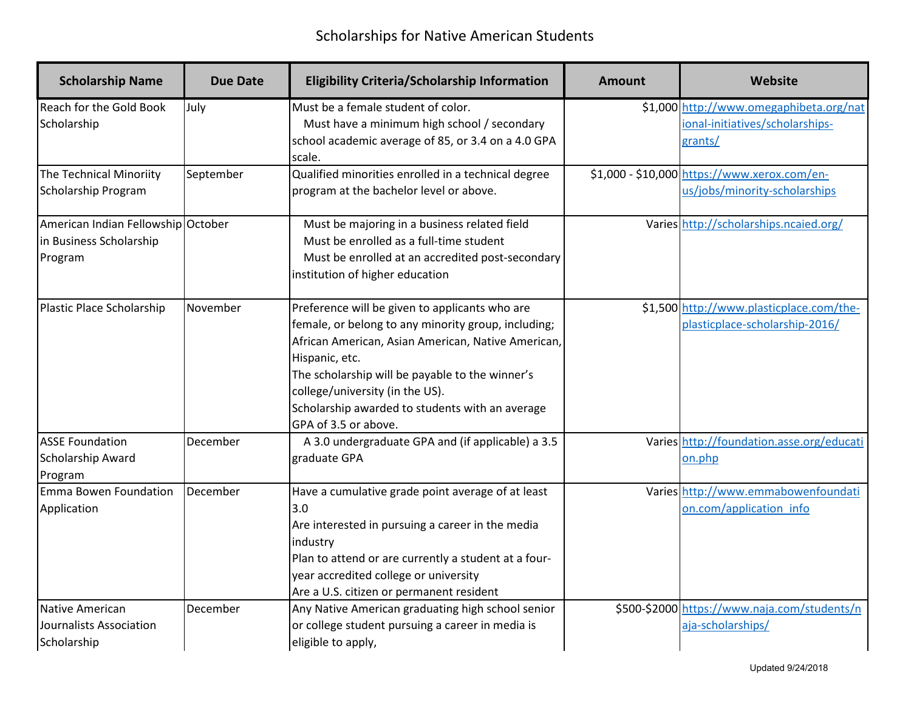# Scholarships for Native American Students

| Scholarship Name | Due Date | Eligibility Criteria/Scholarship Information | Amount | Website |
|---|---|---|---|---|
| Reach for the Gold Book Scholarship | July | Must be a female student of color.<br>Must have a minimum high school / secondary school academic average of 85, or 3.4 on a 4.0 GPA scale. | $1,000 | http://www.omegaphibeta.org/national-initiatives/scholarships-grants/ |
| The Technical Minoriity Scholarship Program | September | Qualified minorities enrolled in a technical degree program at the bachelor level or above. | $1,000 - $10,000 | https://www.xerox.com/en-us/jobs/minority-scholarships |
| American Indian Fellowship in Business Scholarship Program | October | Must be majoring in a business related field<br>Must be enrolled as a full-time student<br>Must be enrolled at an accredited post-secondary institution of higher education | Varies | http://scholarships.ncaied.org/ |
| Plastic Place Scholarship | November | Preference will be given to applicants who are female, or belong to any minority group, including; African American, Asian American, Native American, Hispanic, etc.<br>The scholarship will be payable to the winner's college/university (in the US).<br>Scholarship awarded to students with an average GPA of 3.5 or above. | $1,500 | http://www.plasticplace.com/the-plasticplace-scholarship-2016/ |
| ASSE Foundation Scholarship Award Program | December | A 3.0 undergraduate GPA and (if applicable) a 3.5 graduate GPA | Varies | http://foundation.asse.org/education.php |
| Emma Bowen Foundation Application | December | Have a cumulative grade point average of at least 3.0<br>Are interested in pursuing a career in the media industry<br>Plan to attend or are currently a student at a four-year accredited college or university<br>Are a U.S. citizen or permanent resident | Varies | http://www.emmabowenfoundation.com/application_info |
| Native American Journalists Association Scholarship | December | Any Native American graduating high school senior or college student pursuing a career in media is eligible to apply, | $500-$2000 | https://www.naja.com/students/naja-scholarships/ |

Updated 9/24/2018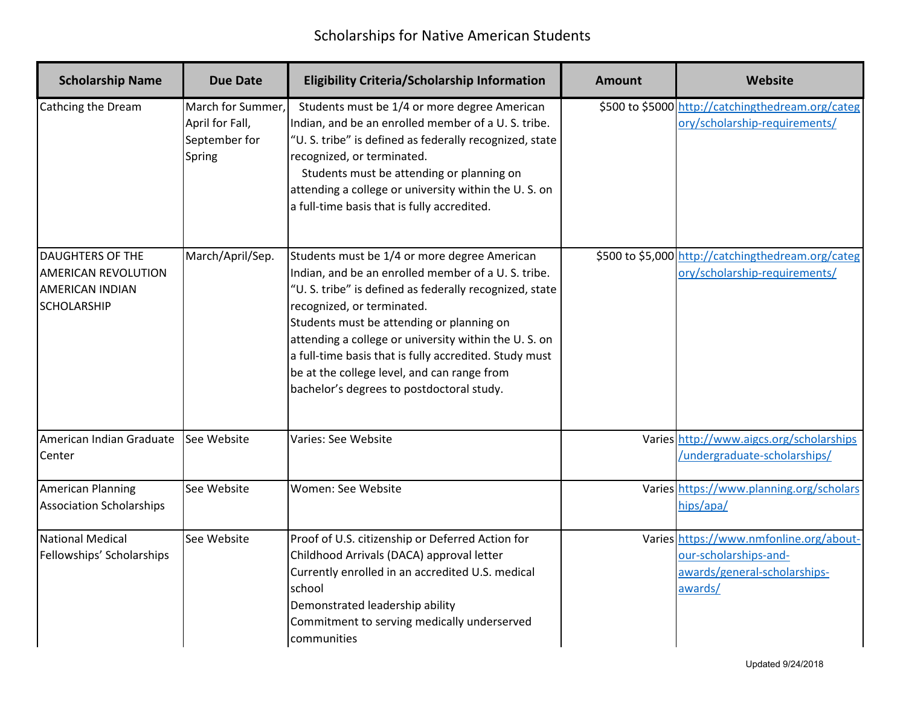# Scholarships for Native American Students

| Scholarship Name | Due Date | Eligibility Criteria/Scholarship Information | Amount | Website |
|---|---|---|---|---|
| Cathcing the Dream | March for Summer, April for Fall, September for Spring | Students must be 1/4 or more degree American Indian, and be an enrolled member of a U. S. tribe. "U. S. tribe" is defined as federally recognized, state recognized, or terminated. Students must be attending or planning on attending a college or university within the U. S. on a full-time basis that is fully accredited. | $500 to $5000 | http://catchingthedream.org/category/scholarship-requirements/ |
| DAUGHTERS OF THE AMERICAN REVOLUTION AMERICAN INDIAN SCHOLARSHIP | March/April/Sep. | Students must be 1/4 or more degree American Indian, and be an enrolled member of a U. S. tribe. "U. S. tribe" is defined as federally recognized, state recognized, or terminated. Students must be attending or planning on attending a college or university within the U. S. on a full-time basis that is fully accredited. Study must be at the college level, and can range from bachelor's degrees to postdoctoral study. | $500 to $5,000 | http://catchingthedream.org/category/scholarship-requirements/ |
| American Indian Graduate Center | See Website | Varies: See Website | Varies | http://www.aigcs.org/scholarships/undergraduate-scholarships/ |
| American Planning Association Scholarships | See Website | Women: See Website | Varies | https://www.planning.org/scholarships/apa/ |
| National Medical Fellowships' Scholarships | See Website | Proof of U.S. citizenship or Deferred Action for Childhood Arrivals (DACA) approval letter<br>Currently enrolled in an accredited U.S. medical school<br>Demonstrated leadership ability<br>Commitment to serving medically underserved communities | Varies | https://www.nmfonline.org/about-our-scholarships-and-awards/general-scholarships-awards/ |

Updated 9/24/2018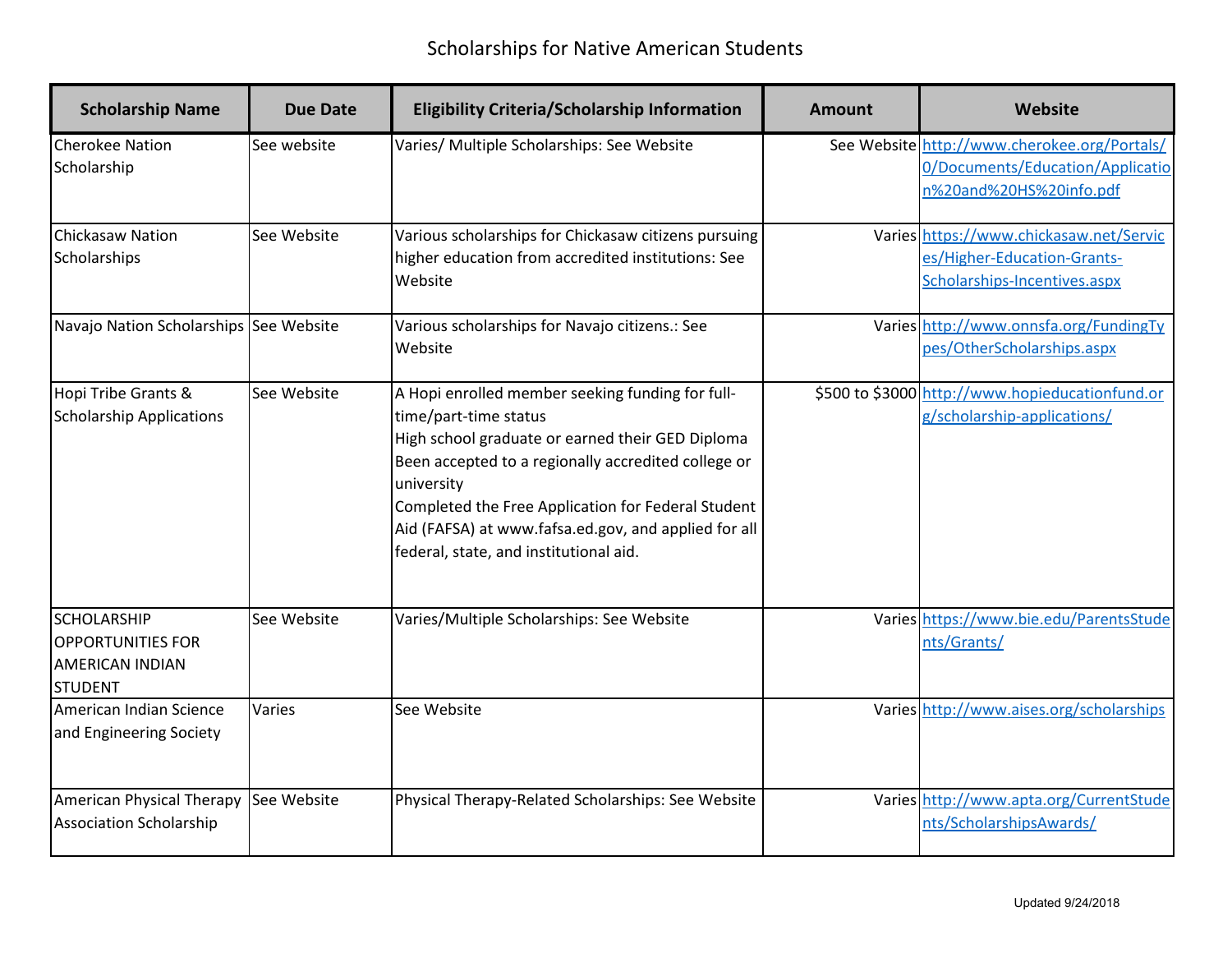# Scholarships for Native American Students

| Scholarship Name | Due Date | Eligibility Criteria/Scholarship Information | Amount | Website |
|---|---|---|---|---|
| Cherokee Nation Scholarship | See website | Varies/ Multiple Scholarships: See Website | See Website | http://www.cherokee.org/Portals/0/Documents/Education/Application%20and%20HS%20info.pdf |
| Chickasaw Nation Scholarships | See Website | Various scholarships for Chickasaw citizens pursuing higher education from accredited institutions: See Website | Varies | https://www.chickasaw.net/Services/Higher-Education-Grants-Scholarships-Incentives.aspx |
| Navajo Nation Scholarships | See Website | Various scholarships for Navajo citizens.: See Website | Varies | http://www.onnsfa.org/FundingTypes/OtherScholarships.aspx |
| Hopi Tribe Grants & Scholarship Applications | See Website | A Hopi enrolled member seeking funding for full-time/part-time status<br>High school graduate or earned their GED Diploma<br>Been accepted to a regionally accredited college or university<br>Completed the Free Application for Federal Student Aid (FAFSA) at www.fafsa.ed.gov, and applied for all federal, state, and institutional aid. | $500 to $3000 | http://www.hopieducationfund.org/scholarship-applications/ |
| SCHOLARSHIP OPPORTUNITIES FOR AMERICAN INDIAN STUDENT | See Website | Varies/Multiple Scholarships: See Website | Varies | https://www.bie.edu/ParentsStudents/Grants/ |
| American Indian Science and Engineering Society | Varies | See Website | Varies | http://www.aises.org/scholarships |
| American Physical Therapy Association Scholarship | See Website | Physical Therapy-Related Scholarships: See Website | Varies | http://www.apta.org/CurrentStudents/ScholarshipsAwards/ |

Updated 9/24/2018